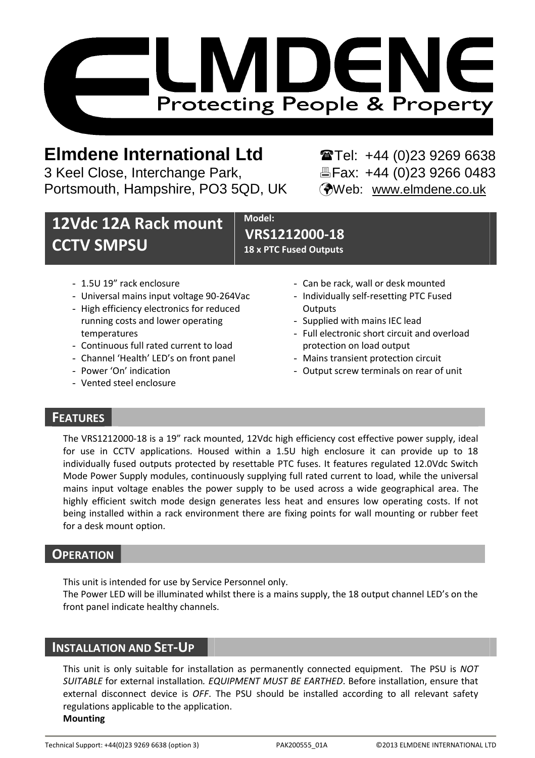# ELMDENE

Protecting People & Property

**Elmdene International Ltd**
3 Keel Close, Interchange Park,
Portsmouth, Hampshire, PO3 5QD, UK

☎Tel: +44 (0)23 9269 6638
🖷Fax: +44 (0)23 9266 0483
Web: www.elmdene.co.uk

## 12Vdc 12A Rack mount CCTV SMPSU

**Model:**
**VRS1212000-18**
**18 x PTC Fused Outputs**

- 1.5U 19" rack enclosure
- Universal mains input voltage 90-264Vac
- High efficiency electronics for reduced running costs and lower operating temperatures
- Continuous full rated current to load
- Channel 'Health' LED's on front panel
- Power 'On' indication
- Vented steel enclosure
- Can be rack, wall or desk mounted
- Individually self-resetting PTC Fused Outputs
- Supplied with mains IEC lead
- Full electronic short circuit and overload protection on load output
- Mains transient protection circuit
- Output screw terminals on rear of unit

## FEATURES

The VRS1212000-18 is a 19" rack mounted, 12Vdc high efficiency cost effective power supply, ideal for use in CCTV applications. Housed within a 1.5U high enclosure it can provide up to 18 individually fused outputs protected by resettable PTC fuses. It features regulated 12.0Vdc Switch Mode Power Supply modules, continuously supplying full rated current to load, while the universal mains input voltage enables the power supply to be used across a wide geographical area. The highly efficient switch mode design generates less heat and ensures low operating costs. If not being installed within a rack environment there are fixing points for wall mounting or rubber feet for a desk mount option.

## OPERATION

This unit is intended for use by Service Personnel only.
The Power LED will be illuminated whilst there is a mains supply, the 18 output channel LED's on the front panel indicate healthy channels.

## INSTALLATION AND SET-UP

This unit is only suitable for installation as permanently connected equipment. The PSU is *NOT SUITABLE* for external installation*. EQUIPMENT MUST BE EARTHED*. Before installation, ensure that external disconnect device is *OFF*. The PSU should be installed according to all relevant safety regulations applicable to the application.

**Mounting**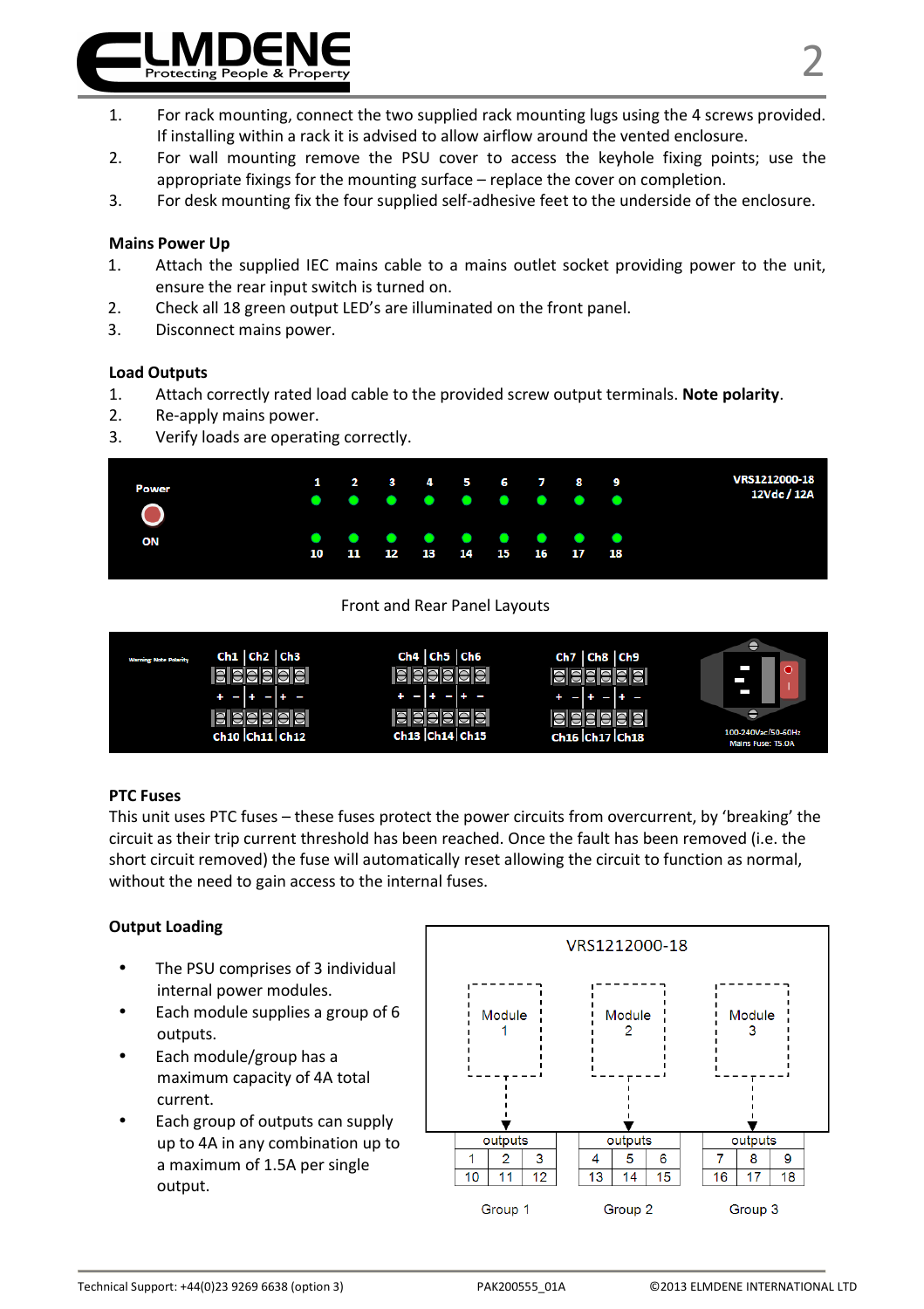1. For rack mounting, connect the two supplied rack mounting lugs using the 4 screws provided. If installing within a rack it is advised to allow airflow around the vented enclosure.
2. For wall mounting remove the PSU cover to access the keyhole fixing points; use the appropriate fixings for the mounting surface – replace the cover on completion.
3. For desk mounting fix the four supplied self-adhesive feet to the underside of the enclosure.

### Mains Power Up

1. Attach the supplied IEC mains cable to a mains outlet socket providing power to the unit, ensure the rear input switch is turned on.
2. Check all 18 green output LED's are illuminated on the front panel.
3. Disconnect mains power.

### Load Outputs

1. Attach correctly rated load cable to the provided screw output terminals. **Note polarity**.
2. Re-apply mains power.
3. Verify loads are operating correctly.

Power ON | 1 2 3 4 5 6 7 8 9 | 10 11 12 13 14 15 16 17 18 | VRS1212000-18 12Vdc / 12A

Front and Rear Panel Layouts

Warning: Note Polarity | Ch1 Ch2 Ch3 / Ch10 Ch11 Ch12 | Ch4 Ch5 Ch6 / Ch13 Ch14 Ch15 | Ch7 Ch8 Ch9 / Ch16 Ch17 Ch18 | 100-240Vac/50-60Hz Mains Fuse: T5.0A

### PTC Fuses

This unit uses PTC fuses – these fuses protect the power circuits from overcurrent, by 'breaking' the circuit as their trip current threshold has been reached. Once the fault has been removed (i.e. the short circuit removed) the fuse will automatically reset allowing the circuit to function as normal, without the need to gain access to the internal fuses.

### Output Loading

- The PSU comprises of 3 individual internal power modules.
- Each module supplies a group of 6 outputs.
- Each module/group has a maximum capacity of 4A total current.
- Each group of outputs can supply up to 4A in any combination up to a maximum of 1.5A per single output.

VRS1212000-18

| | Module 1 | | | Module 2 | | | Module 3 | |
|---|---|---|---|---|---|---|---|---|
| outputs | | | outputs | | | outputs | | |
| 1 | 2 | 3 | 4 | 5 | 6 | 7 | 8 | 9 |
| 10 | 11 | 12 | 13 | 14 | 15 | 16 | 17 | 18 |
| Group 1 | | | Group 2 | | | Group 3 | | |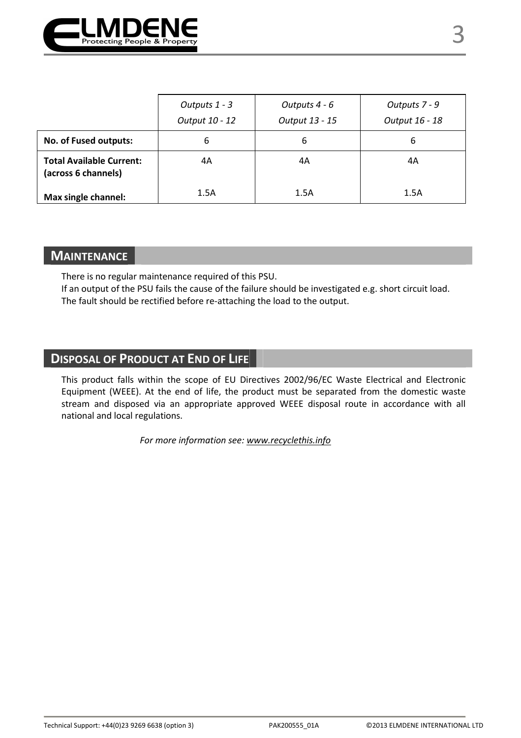| | *Outputs 1 - 3*<br>*Output 10 - 12* | *Outputs 4 - 6*<br>*Output 13 - 15* | *Outputs 7 - 9*<br>*Output 16 - 18* |
|---|---|---|---|
| **No. of Fused outputs:** | 6 | 6 | 6 |
| **Total Available Current: (across 6 channels)** | 4A | 4A | 4A |
| **Max single channel:** | 1.5A | 1.5A | 1.5A |

## MAINTENANCE

There is no regular maintenance required of this PSU.
If an output of the PSU fails the cause of the failure should be investigated e.g. short circuit load.
The fault should be rectified before re-attaching the load to the output.

## DISPOSAL OF PRODUCT AT END OF LIFE

This product falls within the scope of EU Directives 2002/96/EC Waste Electrical and Electronic Equipment (WEEE). At the end of life, the product must be separated from the domestic waste stream and disposed via an appropriate approved WEEE disposal route in accordance with all national and local regulations.

*For more information see: www.recyclethis.info*

Technical Support: +44(0)23 9269 6638 (option 3) PAK200555_01A ©2013 ELMDENE INTERNATIONAL LTD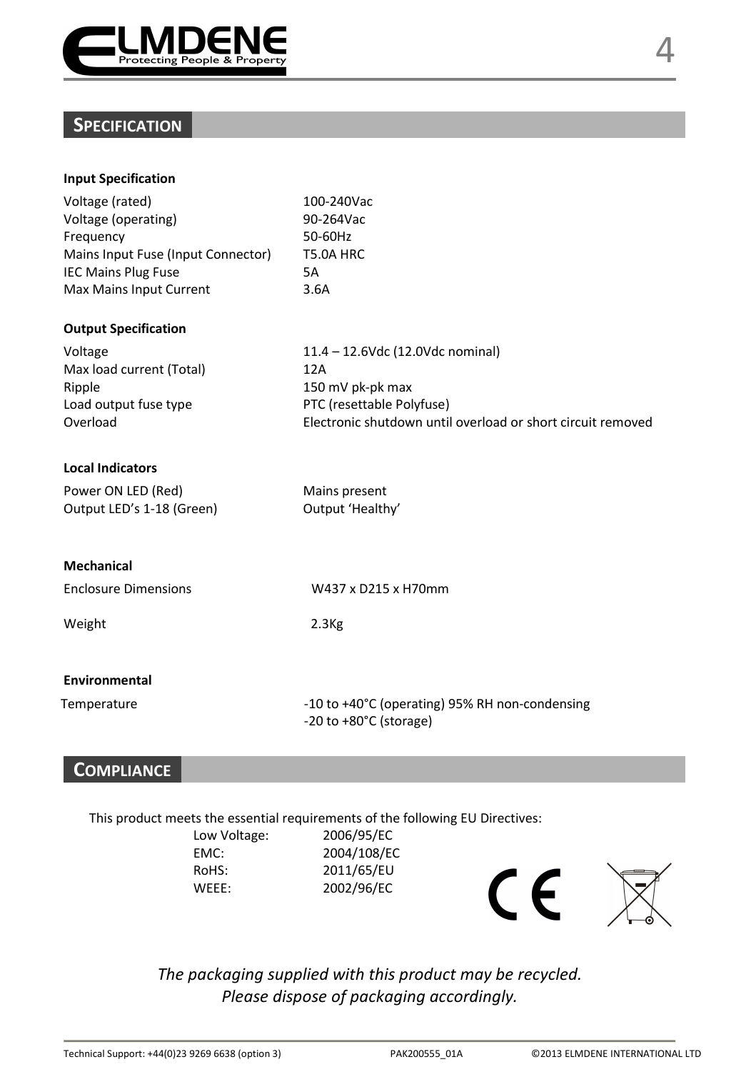## SPECIFICATION

**Input Specification**

| | |
|---|---|
| Voltage (rated) | 100-240Vac |
| Voltage (operating) | 90-264Vac |
| Frequency | 50-60Hz |
| Mains Input Fuse (Input Connector) | T5.0A HRC |
| IEC Mains Plug Fuse | 5A |
| Max Mains Input Current | 3.6A |

**Output Specification**

| | |
|---|---|
| Voltage | 11.4 – 12.6Vdc (12.0Vdc nominal) |
| Max load current (Total) | 12A |
| Ripple | 150 mV pk-pk max |
| Load output fuse type | PTC (resettable Polyfuse) |
| Overload | Electronic shutdown until overload or short circuit removed |

**Local Indicators**

| | |
|---|---|
| Power ON LED (Red) | Mains present |
| Output LED's 1-18 (Green) | Output 'Healthy' |

**Mechanical**

| | |
|---|---|
| Enclosure Dimensions | W437 x D215 x H70mm |
| Weight | 2.3Kg |

**Environmental**

| | |
|---|---|
| Temperature | -10 to +40°C (operating) 95% RH non-condensing<br>-20 to +80°C (storage) |

## COMPLIANCE

This product meets the essential requirements of the following EU Directives:

| | |
|---|---|
| Low Voltage: | 2006/95/EC |
| EMC: | 2004/108/EC |
| RoHS: | 2011/65/EU |
| WEEE: | 2002/96/EC |

*The packaging supplied with this product may be recycled.*
*Please dispose of packaging accordingly.*

Technical Support: +44(0)23 9269 6638 (option 3) PAK200555_01A ©2013 ELMDENE INTERNATIONAL LTD